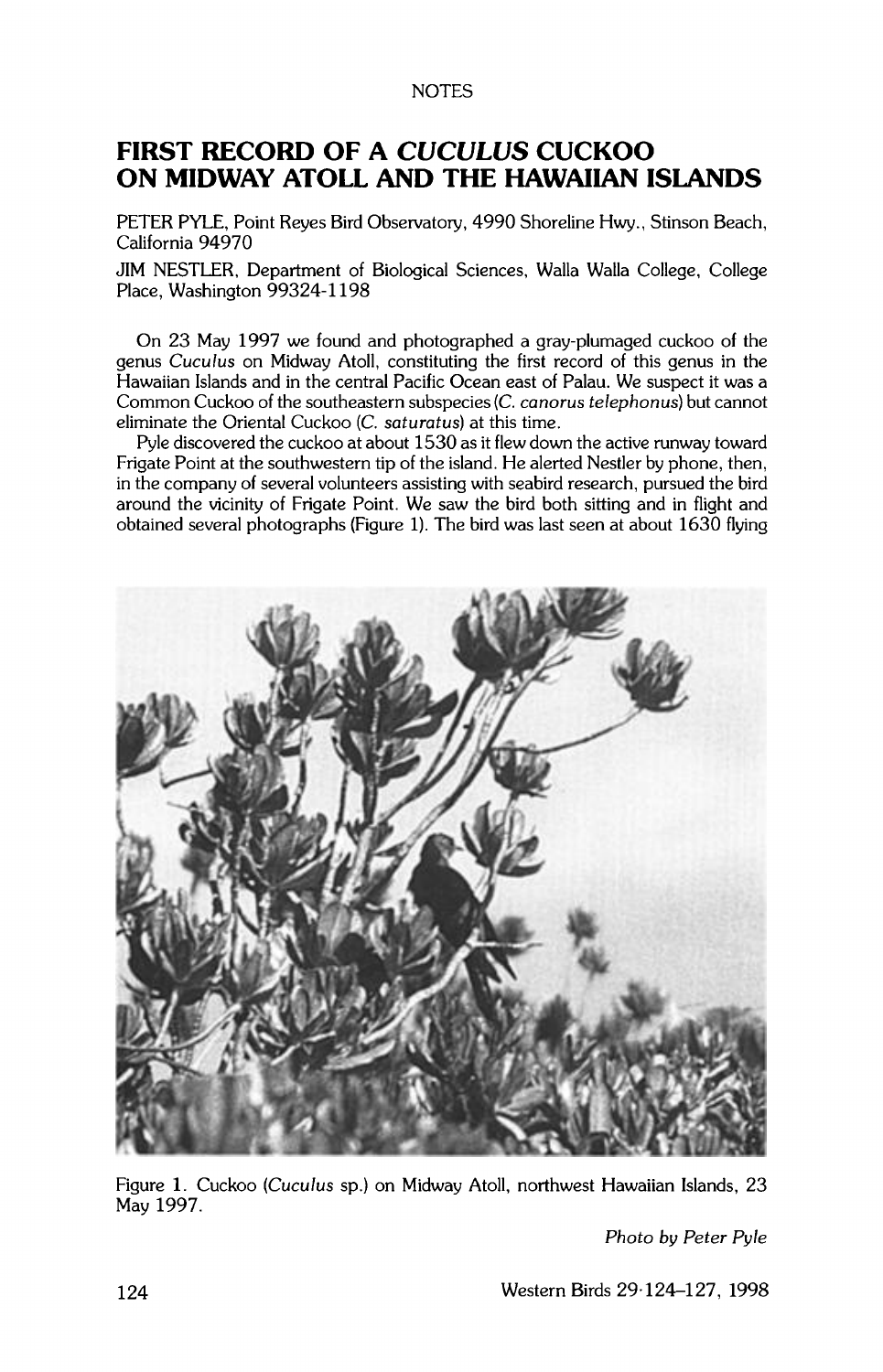# FIRST RECORD OF A *CUCULUS* CUCKOO ON MIDWAY ATOLL AND THE HAWAIIAN ISLANDS

PETER PYLE, Point Reyes Bird Observatory, 4990 Shoreline Hwy., Stinson Beach, California 94970

JIM NESTLER, Department of Biological Sciences, Walla Walla College, College Place, Washington 99324-1198

On 23 May 1997 we found and photographed a gray-plumaged cuckoo of the genus *Cuculus* on Midway Atoll, constituting the first record of this genus in the Hawaiian Islands and in the central Pacific Ocean east of Palau. We suspect it was a Common Cuckoo of the southeastern subspecies (*C. canorus telephonus*) but cannot eliminate the Oriental Cuckoo (*C. saturatus*) at this time.

Pyle discovered the cuckoo at about 1530 as it flew down the active runway toward Frigate Point at the southwestern tip of the island. He alerted Nestler by phone, then, in the company of several volunteers assisting with seabird research, pursued the bird around the vicinity of Frigate Point. We saw the bird both sitting and in flight and obtained several photographs (Figure 1). The bird was last seen at about 1630 flying

Figure 1. Cuckoo (*Cuculus* sp.) on Midway Atoll, northwest Hawaiian Islands, 23 May 1997.

*Photo by Peter Pyle*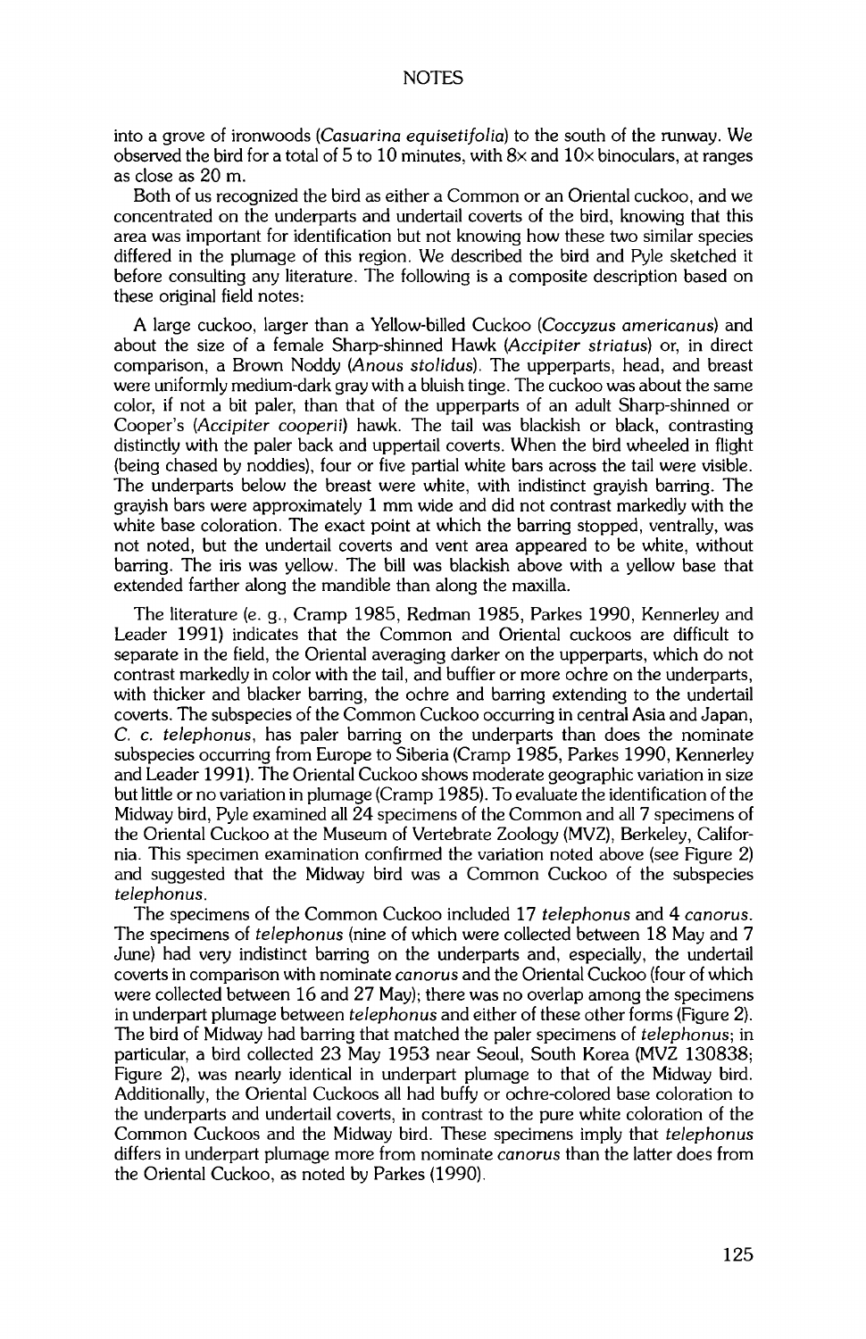into a grove of ironwoods (*Casuarina equisetifolia*) to the south of the runway. We observed the bird for a total of 5 to 10 minutes, with 8× and 10× binoculars, at ranges as close as 20 m.

Both of us recognized the bird as either a Common or an Oriental cuckoo, and we concentrated on the underparts and undertail coverts of the bird, knowing that this area was important for identification but not knowing how these two similar species differed in the plumage of this region. We described the bird and Pyle sketched it before consulting any literature. The following is a composite description based on these original field notes:

> A large cuckoo, larger than a Yellow-billed Cuckoo (*Coccyzus americanus*) and about the size of a female Sharp-shinned Hawk (*Accipiter striatus*) or, in direct comparison, a Brown Noddy (*Anous stolidus*). The upperparts, head, and breast were uniformly medium-dark gray with a bluish tinge. The cuckoo was about the same color, if not a bit paler, than that of the upperparts of an adult Sharp-shinned or Cooper's (*Accipiter cooperii*) hawk. The tail was blackish or black, contrasting distinctly with the paler back and uppertail coverts. When the bird wheeled in flight (being chased by noddies), four or five partial white bars across the tail were visible. The underparts below the breast were white, with indistinct grayish barring. The grayish bars were approximately 1 mm wide and did not contrast markedly with the white base coloration. The exact point at which the barring stopped, ventrally, was not noted, but the undertail coverts and vent area appeared to be white, without barring. The iris was yellow. The bill was blackish above with a yellow base that extended farther along the mandible than along the maxilla.

The literature (e. g., Cramp 1985, Redman 1985, Parkes 1990, Kennerley and Leader 1991) indicates that the Common and Oriental cuckoos are difficult to separate in the field, the Oriental averaging darker on the upperparts, which do not contrast markedly in color with the tail, and buffier or more ochre on the underparts, with thicker and blacker barring, the ochre and barring extending to the undertail coverts. The subspecies of the Common Cuckoo occurring in central Asia and Japan, *C. c. telephonus*, has paler barring on the underparts than does the nominate subspecies occurring from Europe to Siberia (Cramp 1985, Parkes 1990, Kennerley and Leader 1991). The Oriental Cuckoo shows moderate geographic variation in size but little or no variation in plumage (Cramp 1985). To evaluate the identification of the Midway bird, Pyle examined all 24 specimens of the Common and all 7 specimens of the Oriental Cuckoo at the Museum of Vertebrate Zoology (MVZ), Berkeley, California. This specimen examination confirmed the variation noted above (see Figure 2) and suggested that the Midway bird was a Common Cuckoo of the subspecies *telephonus*.

The specimens of the Common Cuckoo included 17 *telephonus* and 4 *canorus*. The specimens of *telephonus* (nine of which were collected between 18 May and 7 June) had very indistinct barring on the underparts and, especially, the undertail coverts in comparison with nominate *canorus* and the Oriental Cuckoo (four of which were collected between 16 and 27 May); there was no overlap among the specimens in underpart plumage between *telephonus* and either of these other forms (Figure 2). The bird of Midway had barring that matched the paler specimens of *telephonus*; in particular, a bird collected 23 May 1953 near Seoul, South Korea (MVZ 130838; Figure 2), was nearly identical in underpart plumage to that of the Midway bird. Additionally, the Oriental Cuckoos all had buffy or ochre-colored base coloration to the underparts and undertail coverts, in contrast to the pure white coloration of the Common Cuckoos and the Midway bird. These specimens imply that *telephonus* differs in underpart plumage more from nominate *canorus* than the latter does from the Oriental Cuckoo, as noted by Parkes (1990).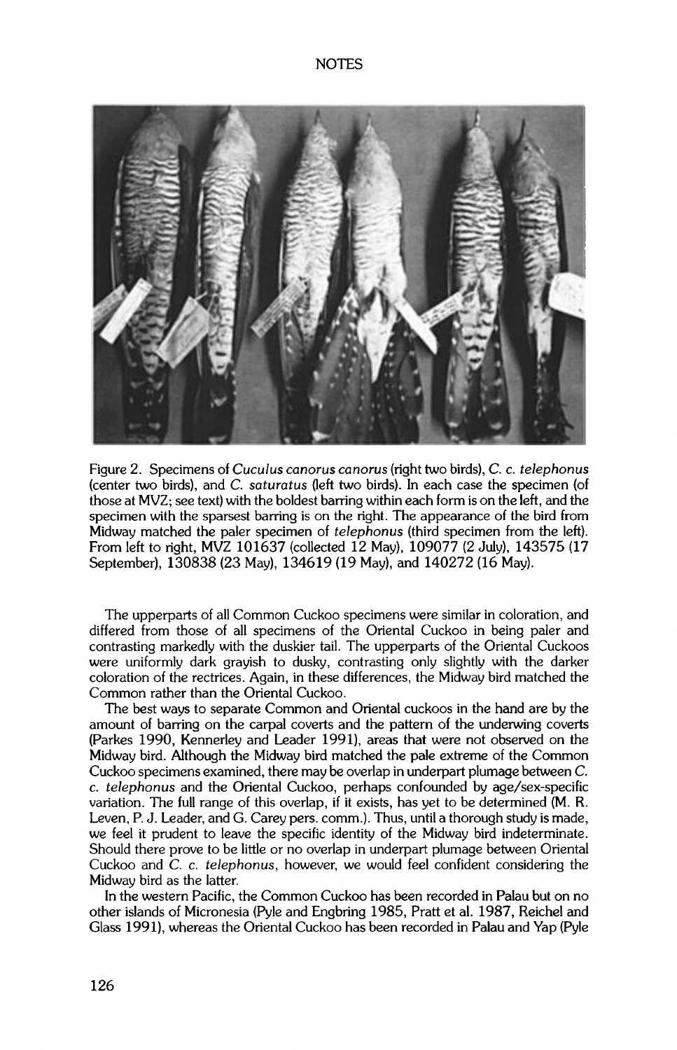Figure 2. Specimens of *Cuculus canorus canorus* (right two birds), *C. c. telephonus* (center two birds), and *C. saturatus* (left two birds). In each case the specimen (of those at MVZ; see text) with the boldest barring within each form is on the left, and the specimen with the sparsest barring is on the right. The appearance of the bird from Midway matched the paler specimen of *telephonus* (third specimen from the left). From left to right, MVZ 101637 (collected 12 May), 109077 (2 July), 143575 (17 September), 130838 (23 May), 134619 (19 May), and 140272 (16 May).

The upperparts of all Common Cuckoo specimens were similar in coloration, and differed from those of all specimens of the Oriental Cuckoo in being paler and contrasting markedly with the duskier tail. The upperparts of the Oriental Cuckoos were uniformly dark grayish to dusky, contrasting only slightly with the darker coloration of the rectrices. Again, in these differences, the Midway bird matched the Common rather than the Oriental Cuckoo.

The best ways to separate Common and Oriental cuckoos in the hand are by the amount of barring on the carpal coverts and the pattern of the underwing coverts (Parkes 1990, Kennerley and Leader 1991), areas that were not observed on the Midway bird. Although the Midway bird matched the pale extreme of the Common Cuckoo specimens examined, there may be overlap in underpart plumage between *C. c. telephonus* and the Oriental Cuckoo, perhaps confounded by age/sex-specific variation. The full range of this overlap, if it exists, has yet to be determined (M. R. Leven, P. J. Leader, and G. Carey pers. comm.). Thus, until a thorough study is made, we feel it prudent to leave the specific identity of the Midway bird indeterminate. Should there prove to be little or no overlap in underpart plumage between Oriental Cuckoo and *C. c. telephonus*, however, we would feel confident considering the Midway bird as the latter.

In the western Pacific, the Common Cuckoo has been recorded in Palau but on no other islands of Micronesia (Pyle and Engbring 1985, Pratt et al. 1987, Reichel and Glass 1991), whereas the Oriental Cuckoo has been recorded in Palau and Yap (Pyle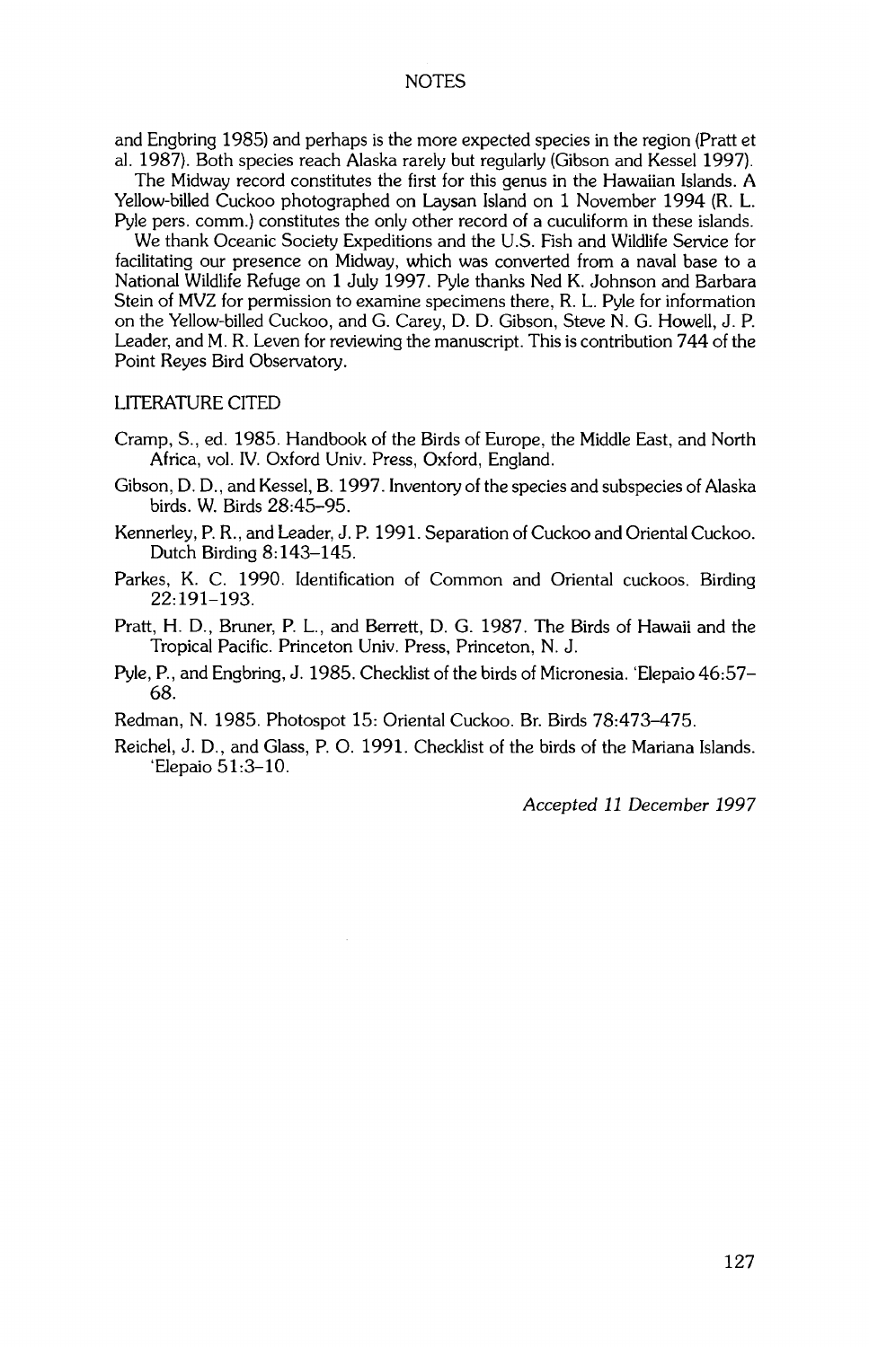and Engbring 1985) and perhaps is the more expected species in the region (Pratt et al. 1987). Both species reach Alaska rarely but regularly (Gibson and Kessel 1997).

The Midway record constitutes the first for this genus in the Hawaiian Islands. A Yellow-billed Cuckoo photographed on Laysan Island on 1 November 1994 (R. L. Pyle pers. comm.) constitutes the only other record of a cuculiform in these islands.

We thank Oceanic Society Expeditions and the U.S. Fish and Wildlife Service for facilitating our presence on Midway, which was converted from a naval base to a National Wildlife Refuge on 1 July 1997. Pyle thanks Ned K. Johnson and Barbara Stein of MVZ for permission to examine specimens there, R. L. Pyle for information on the Yellow-billed Cuckoo, and G. Carey, D. D. Gibson, Steve N. G. Howell, J. P. Leader, and M. R. Leven for reviewing the manuscript. This is contribution 744 of the Point Reyes Bird Observatory.

## LITERATURE CITED

Cramp, S., ed. 1985. Handbook of the Birds of Europe, the Middle East, and North Africa, vol. IV. Oxford Univ. Press, Oxford, England.

Gibson, D. D., and Kessel, B. 1997. Inventory of the species and subspecies of Alaska birds. W. Birds 28:45–95.

Kennerley, P. R., and Leader, J. P. 1991. Separation of Cuckoo and Oriental Cuckoo. Dutch Birding 8:143–145.

Parkes, K. C. 1990. Identification of Common and Oriental cuckoos. Birding 22:191–193.

Pratt, H. D., Bruner, P. L., and Berrett, D. G. 1987. The Birds of Hawaii and the Tropical Pacific. Princeton Univ. Press, Princeton, N. J.

Pyle, P., and Engbring, J. 1985. Checklist of the birds of Micronesia. 'Elepaio 46:57–68.

Redman, N. 1985. Photospot 15: Oriental Cuckoo. Br. Birds 78:473–475.

Reichel, J. D., and Glass, P. O. 1991. Checklist of the birds of the Mariana Islands. 'Elepaio 51:3–10.

*Accepted 11 December 1997*